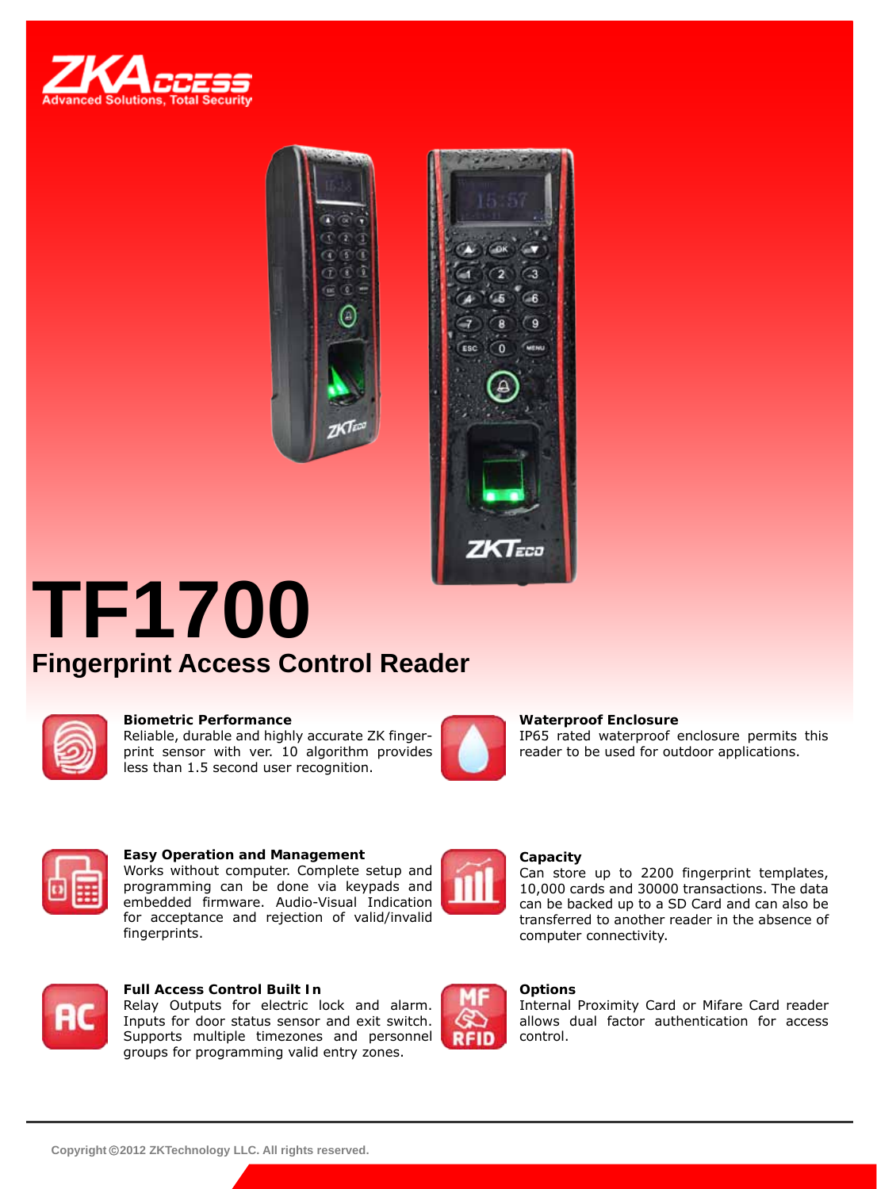ZKAccess
Advanced Solutions, Total Security

# TF1700

## Fingerprint Access Control Reader

**Biometric Performance**
Reliable, durable and highly accurate ZK fingerprint sensor with ver. 10 algorithm provides less than 1.5 second user recognition.

**Waterproof Enclosure**
IP65 rated waterproof enclosure permits this reader to be used for outdoor applications.

**Easy Operation and Management**
Works without computer. Complete setup and programming can be done via keypads and embedded firmware. Audio-Visual Indication for acceptance and rejection of valid/invalid fingerprints.

**Capacity**
Can store up to 2200 fingerprint templates, 10,000 cards and 30000 transactions. The data can be backed up to a SD Card and can also be transferred to another reader in the absence of computer connectivity.

**Full Access Control Built In**
Relay Outputs for electric lock and alarm. Inputs for door status sensor and exit switch. Supports multiple timezones and personnel groups for programming valid entry zones.

**Options**
Internal Proximity Card or Mifare Card reader allows dual factor authentication for access control.

Copyright©2012 ZKTechnology LLC. All rights reserved.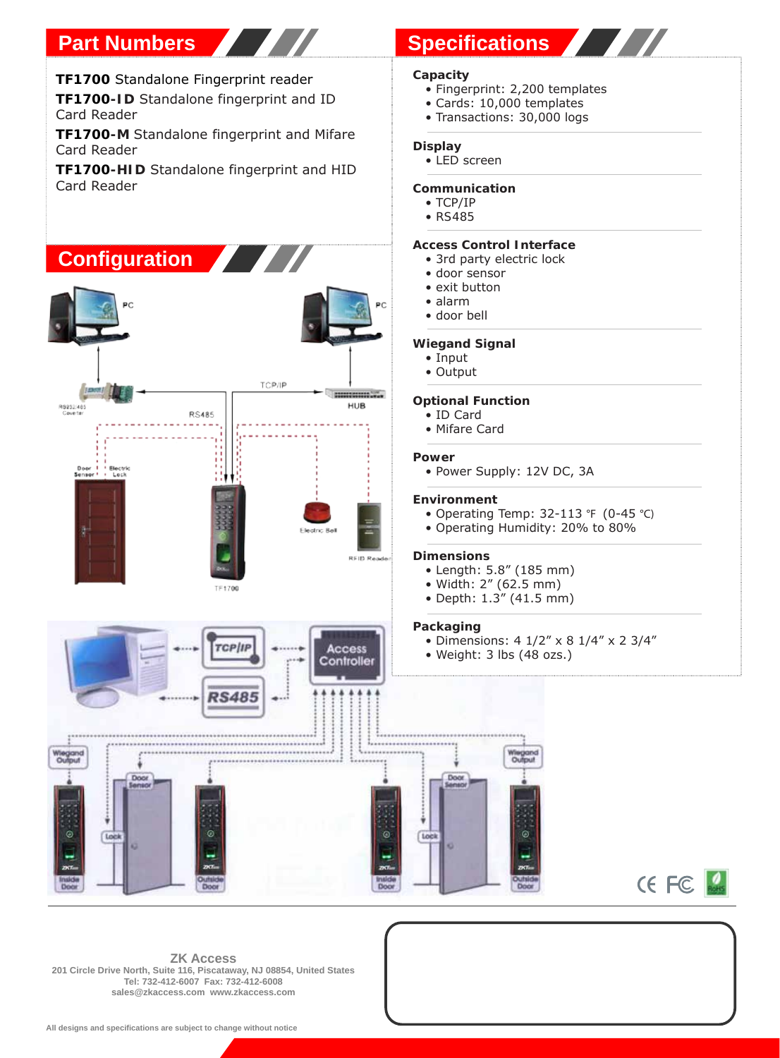## Part Numbers

**TF1700** Standalone Fingerprint reader

**TF1700-ID** Standalone fingerprint and ID Card Reader

**TF1700-M** Standalone fingerprint and Mifare Card Reader

**TF1700-HID** Standalone fingerprint and HID Card Reader

## Configuration

PC

PC

TCP/IP

HUB

RS232/485 Coverter

RS485

Door Sensor

Electric Lock

Electric Bell

RFID Reader

TF1700

TCP/IP

RS485

Access Controller

Wiegand Output

Door Sensor

Lock

Inside Door

Outside Door

Wiegand Output

Door Sensor

Lock

Inside Door

Outside Door

## Specifications

**Capacity**
- Fingerprint: 2,200 templates
- Cards: 10,000 templates
- Transactions: 30,000 logs

**Display**
- LED screen

**Communication**
- TCP/IP
- RS485

**Access Control Interface**
- 3rd party electric lock
- door sensor
- exit button
- alarm
- door bell

**Wiegand Signal**
- Input
- Output

**Optional Function**
- ID Card
- Mifare Card

**Power**
- Power Supply: 12V DC, 3A

**Environment**
- Operating Temp: 32-113 °F (0-45 °C)
- Operating Humidity: 20% to 80%

**Dimensions**
- Length: 5.8” (185 mm)
- Width: 2” (62.5 mm)
- Depth: 1.3” (41.5 mm)

**Packaging**
- Dimensions: 4 1/2” x 8 1/4” x 2 3/4”
- Weight: 3 lbs (48 ozs.)

CE FC RoHS

**ZK Access**
201 Circle Drive North, Suite 116, Piscataway, NJ 08854, United States
Tel: 732-412-6007 Fax: 732-412-6008
sales@zkaccess.com www.zkaccess.com

All designs and specifications are subject to change without notice